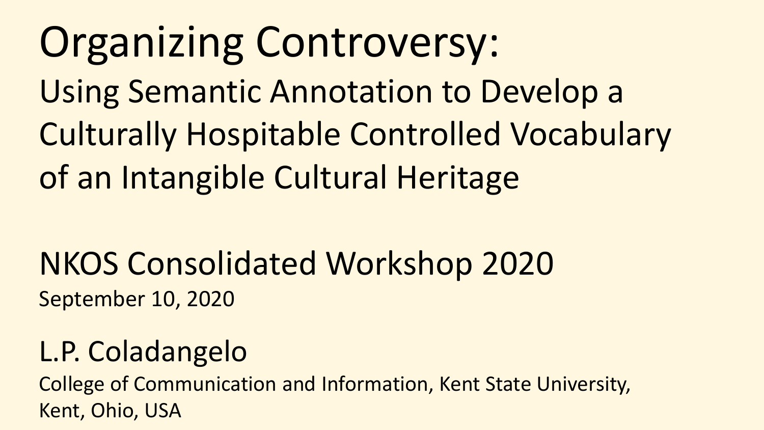# Organizing Controversy:

## Using Semantic Annotation to Develop a Culturally Hospitable Controlled Vocabulary of an Intangible Cultural Heritage

NKOS Consolidated Workshop 2020

September 10, 2020

L.P. Coladangelo

College of Communication and Information, Kent State University, Kent, Ohio, USA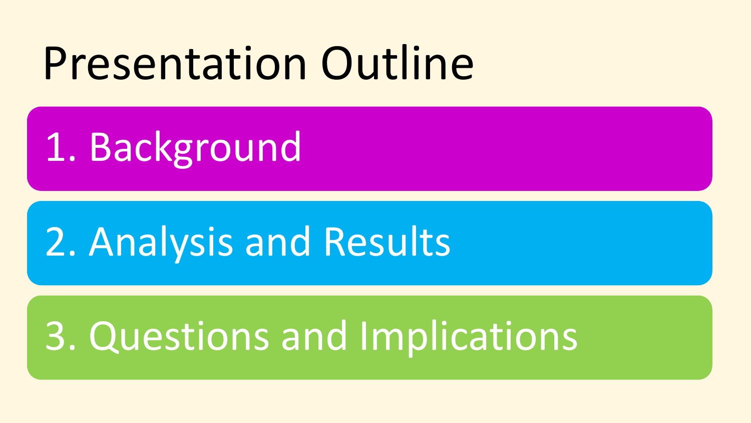# Presentation Outline

1. Background
2. Analysis and Results
3. Questions and Implications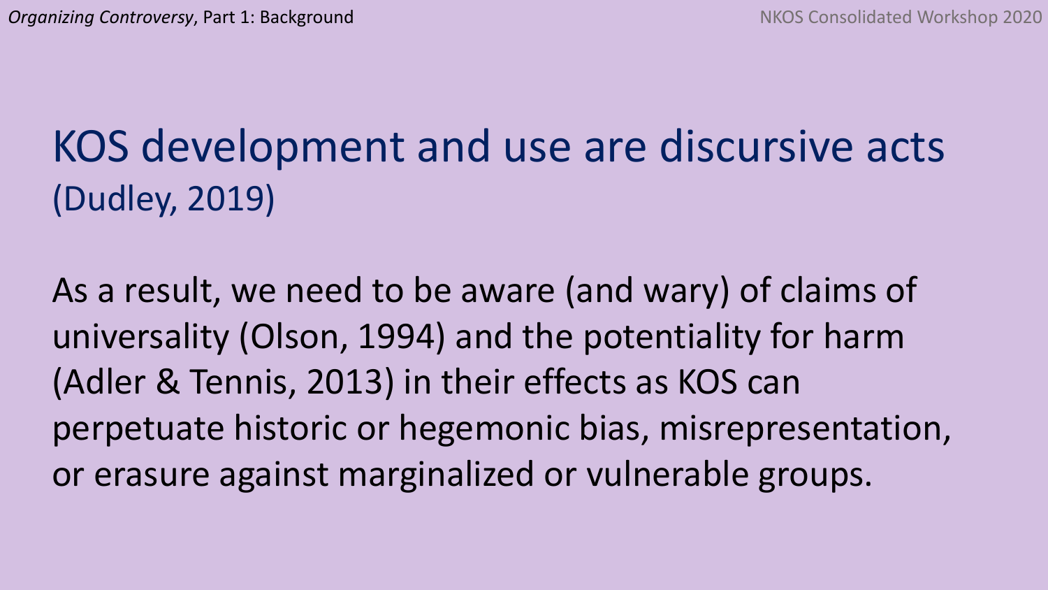# KOS development and use are discursive acts (Dudley, 2019)

As a result, we need to be aware (and wary) of claims of universality (Olson, 1994) and the potentiality for harm (Adler & Tennis, 2013) in their effects as KOS can perpetuate historic or hegemonic bias, misrepresentation, or erasure against marginalized or vulnerable groups.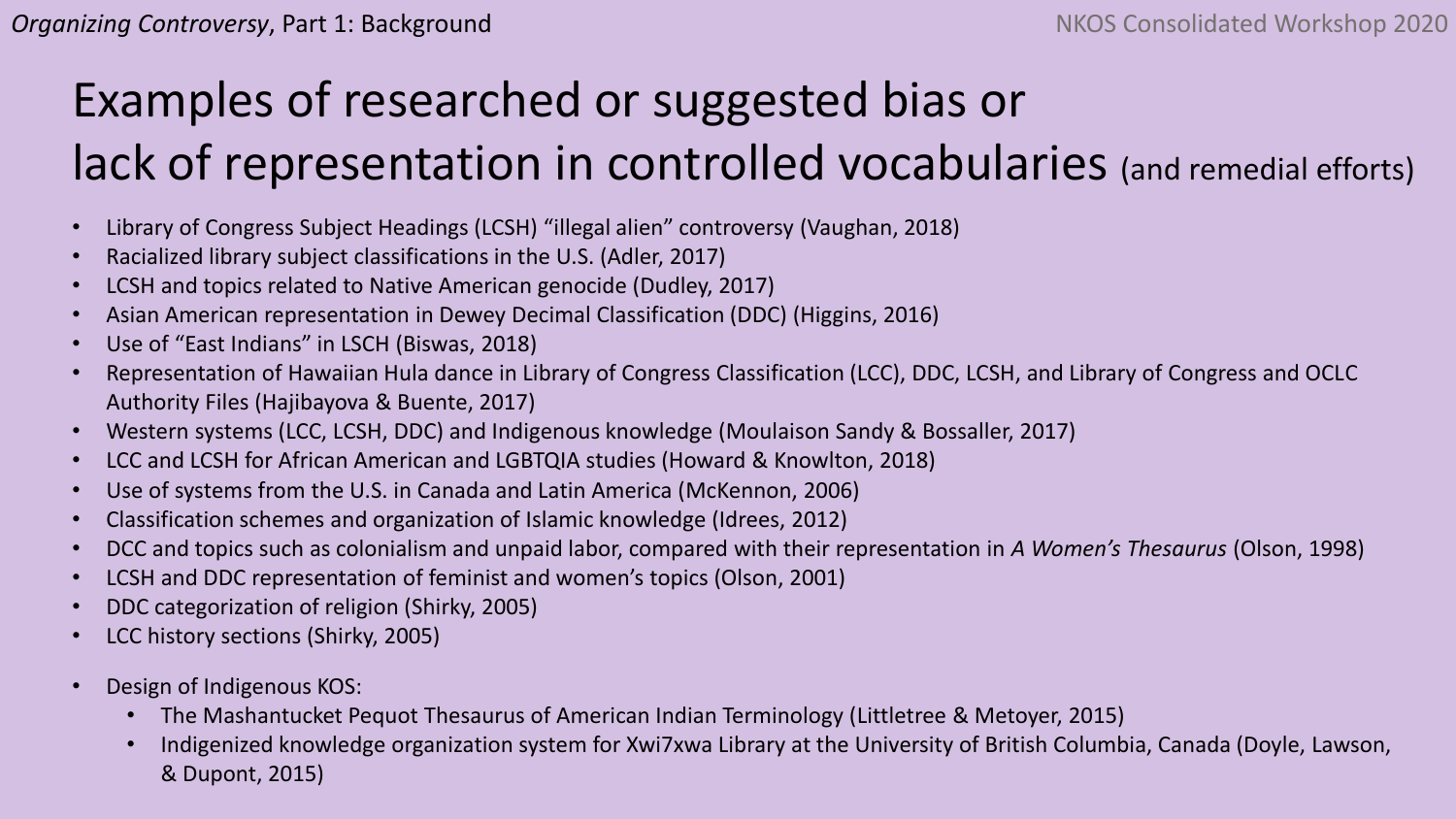# Examples of researched or suggested bias or lack of representation in controlled vocabularies (and remedial efforts)

- Library of Congress Subject Headings (LCSH) “illegal alien” controversy (Vaughan, 2018)
- Racialized library subject classifications in the U.S. (Adler, 2017)
- LCSH and topics related to Native American genocide (Dudley, 2017)
- Asian American representation in Dewey Decimal Classification (DDC) (Higgins, 2016)
- Use of “East Indians” in LSCH (Biswas, 2018)
- Representation of Hawaiian Hula dance in Library of Congress Classification (LCC), DDC, LCSH, and Library of Congress and OCLC Authority Files (Hajibayova & Buente, 2017)
- Western systems (LCC, LCSH, DDC) and Indigenous knowledge (Moulaison Sandy & Bossaller, 2017)
- LCC and LCSH for African American and LGBTQIA studies (Howard & Knowlton, 2018)
- Use of systems from the U.S. in Canada and Latin America (McKennon, 2006)
- Classification schemes and organization of Islamic knowledge (Idrees, 2012)
- DCC and topics such as colonialism and unpaid labor, compared with their representation in *A Women’s Thesaurus* (Olson, 1998)
- LCSH and DDC representation of feminist and women’s topics (Olson, 2001)
- DDC categorization of religion (Shirky, 2005)
- LCC history sections (Shirky, 2005)

- Design of Indigenous KOS:
  - The Mashantucket Pequot Thesaurus of American Indian Terminology (Littletree & Metoyer, 2015)
  - Indigenized knowledge organization system for Xwi7xwa Library at the University of British Columbia, Canada (Doyle, Lawson, & Dupont, 2015)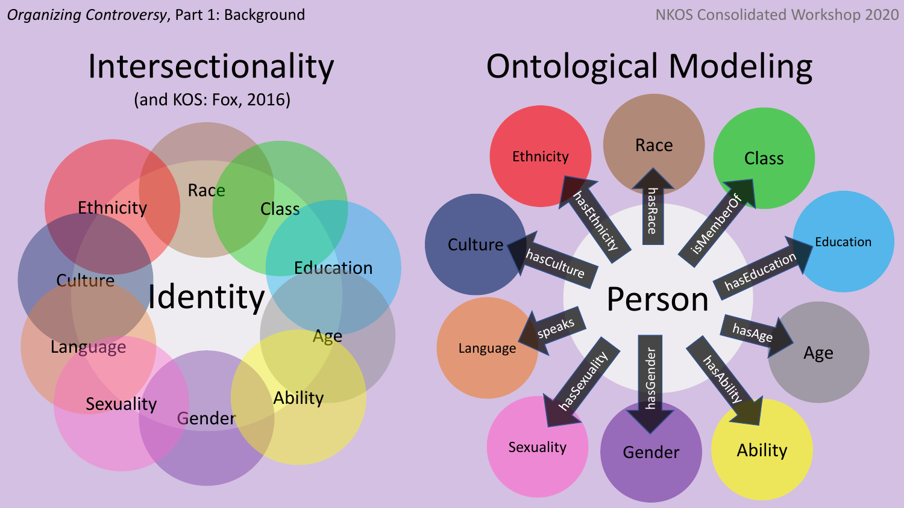*Organizing Controversy*, Part 1: Background

# Intersectionality

(and KOS: Fox, 2016)

Identity

Ethnicity, Race, Class, Education, Age, Ability, Gender, Sexuality, Language, Culture

# Ontological Modeling

Person

- hasEthnicity → Ethnicity
- hasRace → Race
- isMemberOf → Class
- hasEducation → Education
- hasAge → Age
- hasAbility → Ability
- hasGender → Gender
- hasSexuality → Sexuality
- speaks → Language
- hasCulture → Culture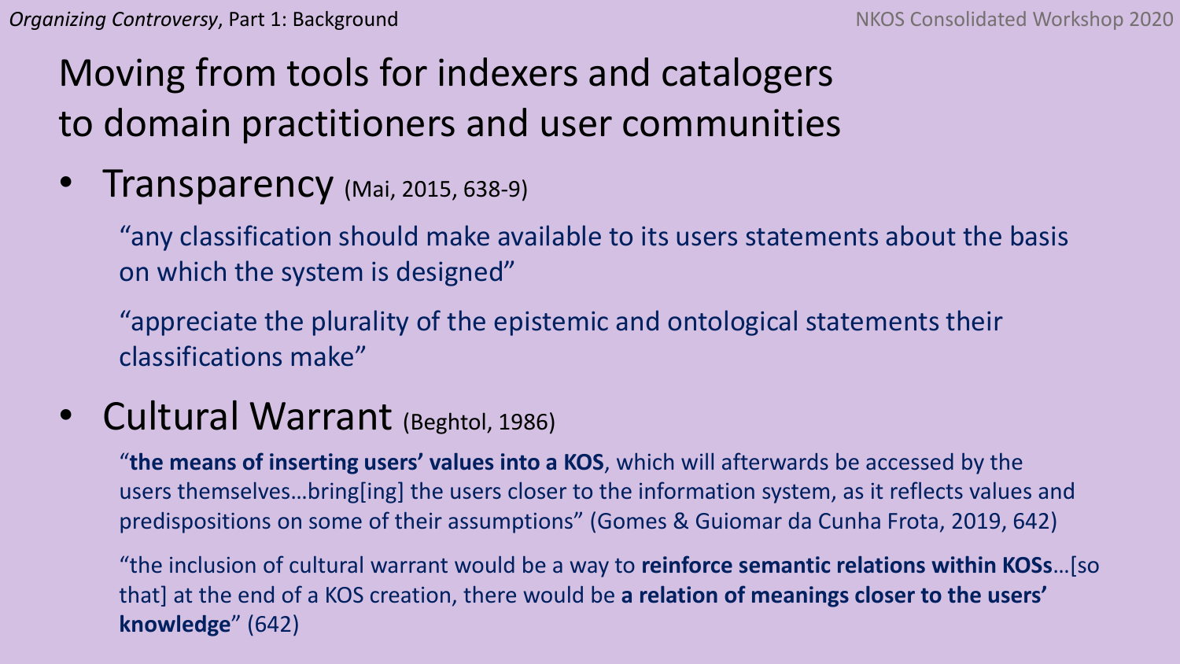# Moving from tools for indexers and catalogers to domain practitioners and user communities

- Transparency (Mai, 2015, 638-9)

  "any classification should make available to its users statements about the basis on which the system is designed"

  "appreciate the plurality of the epistemic and ontological statements their classifications make"

- Cultural Warrant (Beghtol, 1986)

  "**the means of inserting users' values into a KOS**, which will afterwards be accessed by the users themselves…bring[ing] the users closer to the information system, as it reflects values and predispositions on some of their assumptions" (Gomes & Guiomar da Cunha Frota, 2019, 642)

  "the inclusion of cultural warrant would be a way to **reinforce semantic relations within KOSs**…[so that] at the end of a KOS creation, there would be **a relation of meanings closer to the users' knowledge**" (642)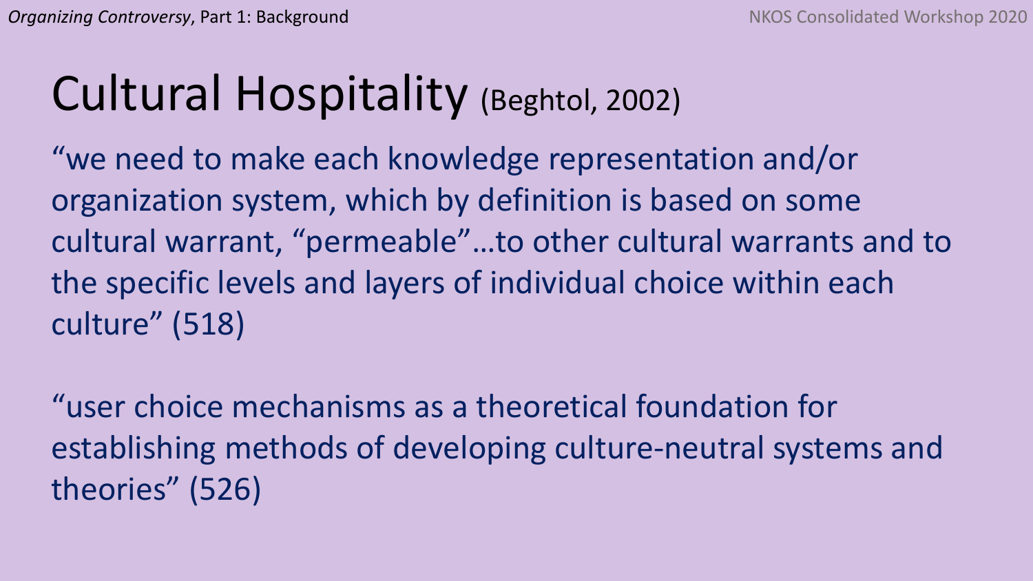# Cultural Hospitality (Beghtol, 2002)

"we need to make each knowledge representation and/or organization system, which by definition is based on some cultural warrant, "permeable"…to other cultural warrants and to the specific levels and layers of individual choice within each culture" (518)

"user choice mechanisms as a theoretical foundation for establishing methods of developing culture-neutral systems and theories" (526)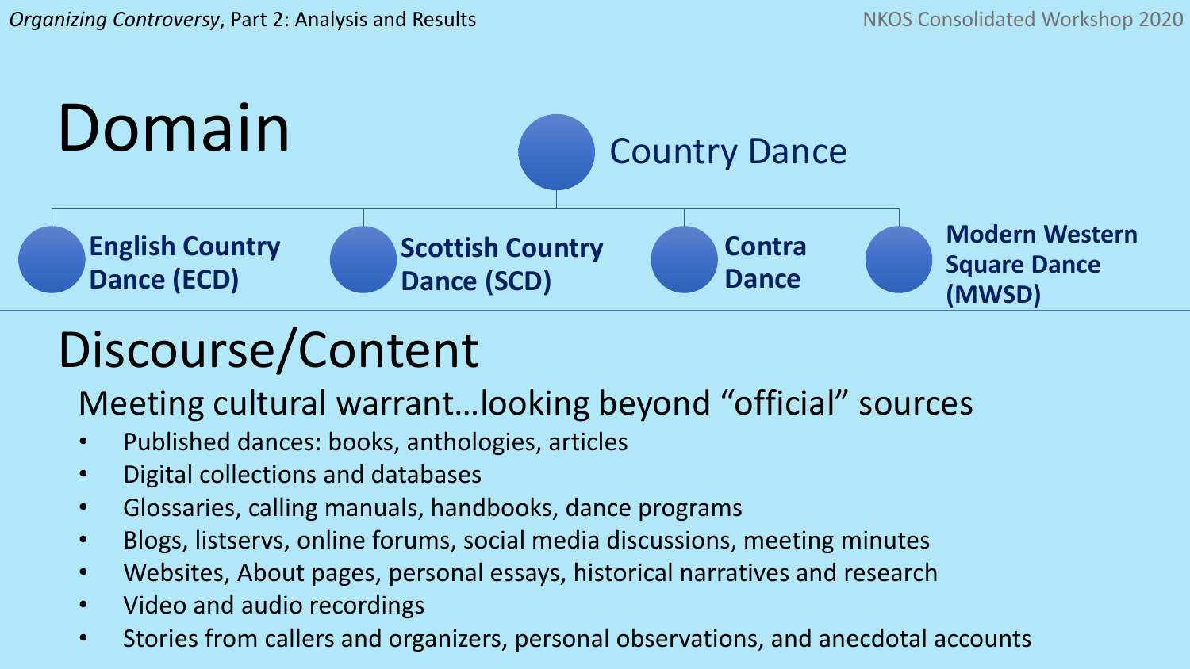# Domain

**Country Dance**

- **English Country Dance (ECD)**
- **Scottish Country Dance (SCD)**
- **Contra Dance**
- **Modern Western Square Dance (MWSD)**

# Discourse/Content

## Meeting cultural warrant…looking beyond "official" sources

- Published dances: books, anthologies, articles
- Digital collections and databases
- Glossaries, calling manuals, handbooks, dance programs
- Blogs, listservs, online forums, social media discussions, meeting minutes
- Websites, About pages, personal essays, historical narratives and research
- Video and audio recordings
- Stories from callers and organizers, personal observations, and anecdotal accounts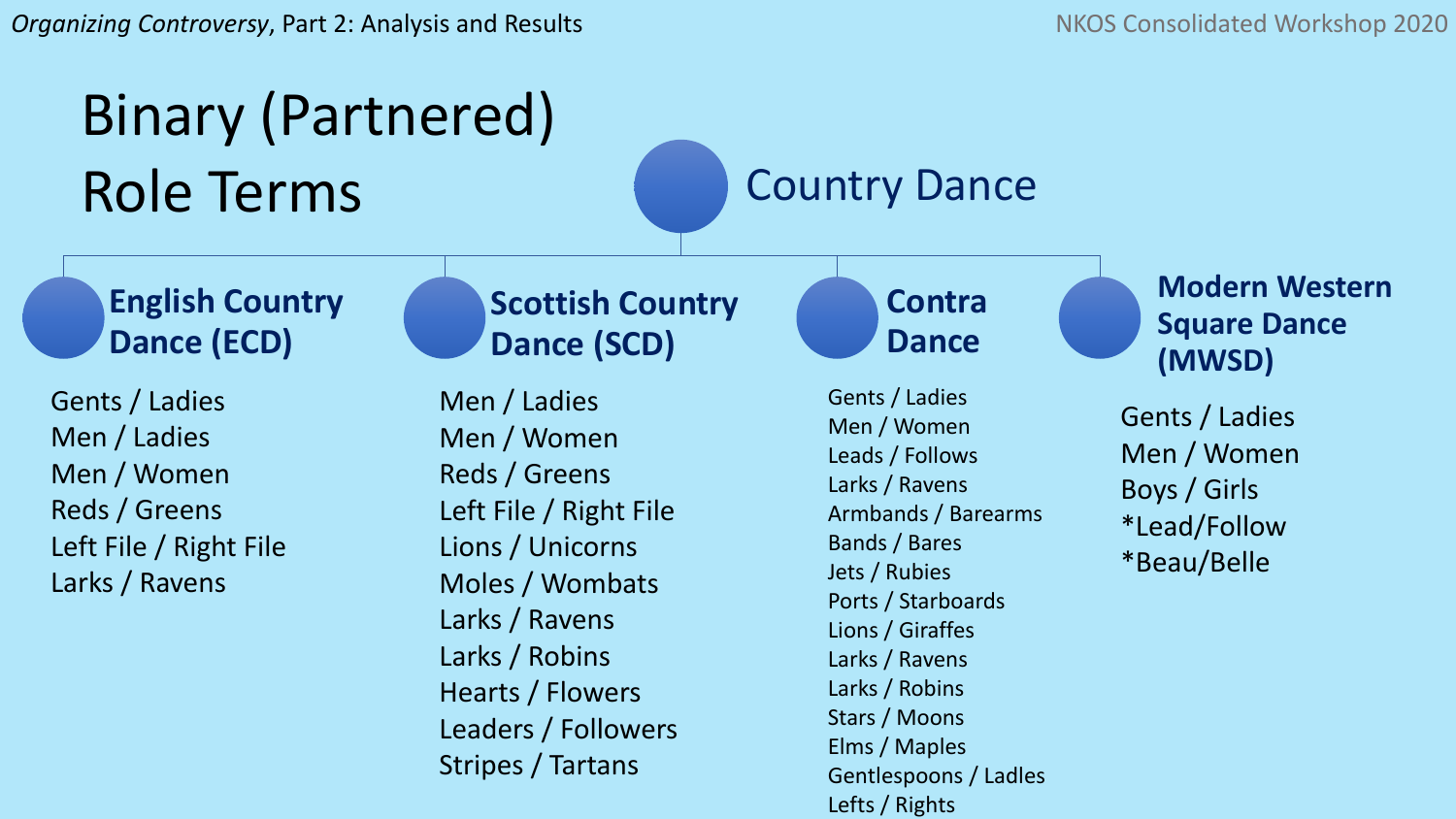# Binary (Partnered) Role Terms

## Country Dance

### English Country Dance (ECD)

- Gents / Ladies
- Men / Ladies
- Men / Women
- Reds / Greens
- Left File / Right File
- Larks / Ravens

### Scottish Country Dance (SCD)

- Men / Ladies
- Men / Women
- Reds / Greens
- Left File / Right File
- Lions / Unicorns
- Moles / Wombats
- Larks / Ravens
- Larks / Robins
- Hearts / Flowers
- Leaders / Followers
- Stripes / Tartans

### Contra Dance

- Gents / Ladies
- Men / Women
- Leads / Follows
- Larks / Ravens
- Armbands / Barearms
- Bands / Bares
- Jets / Rubies
- Ports / Starboards
- Lions / Giraffes
- Larks / Ravens
- Larks / Robins
- Stars / Moons
- Elms / Maples
- Gentlespoons / Ladles
- Lefts / Rights

### Modern Western Square Dance (MWSD)

- Gents / Ladies
- Men / Women
- Boys / Girls
- *Lead/Follow
- *Beau/Belle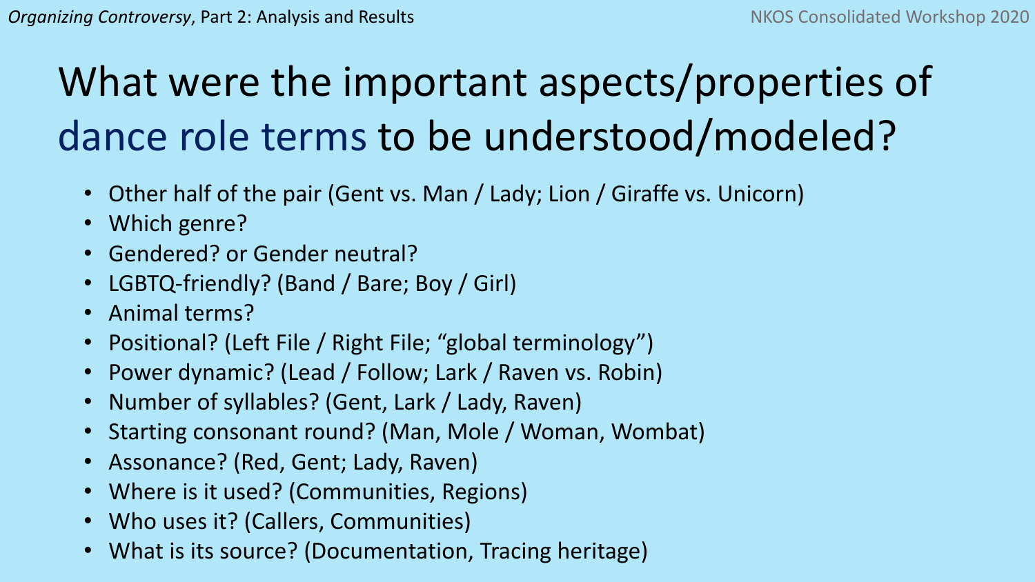# What were the important aspects/properties of dance role terms to be understood/modeled?

- Other half of the pair (Gent vs. Man / Lady; Lion / Giraffe vs. Unicorn)
- Which genre?
- Gendered? or Gender neutral?
- LGBTQ-friendly? (Band / Bare; Boy / Girl)
- Animal terms?
- Positional? (Left File / Right File; "global terminology")
- Power dynamic? (Lead / Follow; Lark / Raven vs. Robin)
- Number of syllables? (Gent, Lark / Lady, Raven)
- Starting consonant round? (Man, Mole / Woman, Wombat)
- Assonance? (Red, Gent; Lady, Raven)
- Where is it used? (Communities, Regions)
- Who uses it? (Callers, Communities)
- What is its source? (Documentation, Tracing heritage)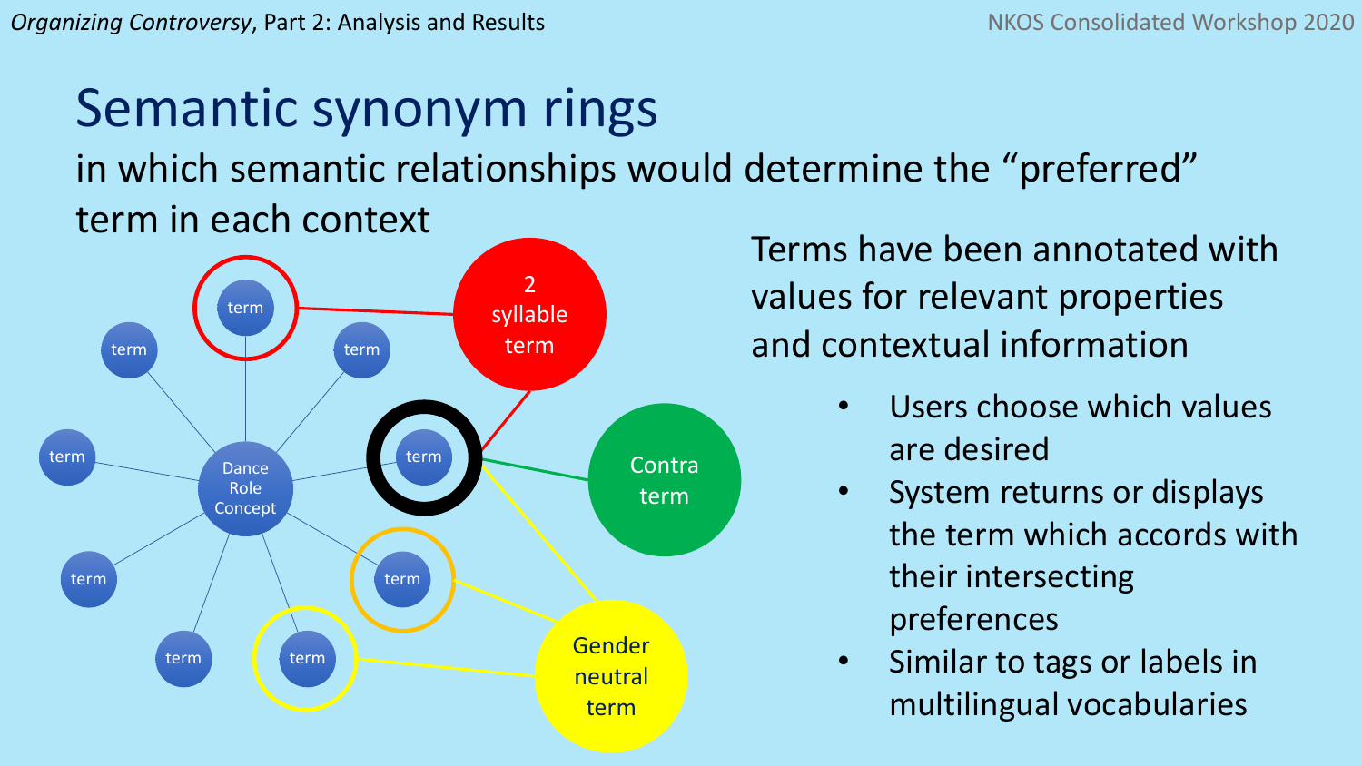# Semantic synonym rings

in which semantic relationships would determine the "preferred" term in each context

Dance Role Concept

term

term

term

term

term

term

term

term

term

2 syllable term

Contra term

Gender neutral term

Terms have been annotated with values for relevant properties and contextual information

- Users choose which values are desired
- System returns or displays the term which accords with their intersecting preferences
- Similar to tags or labels in multilingual vocabularies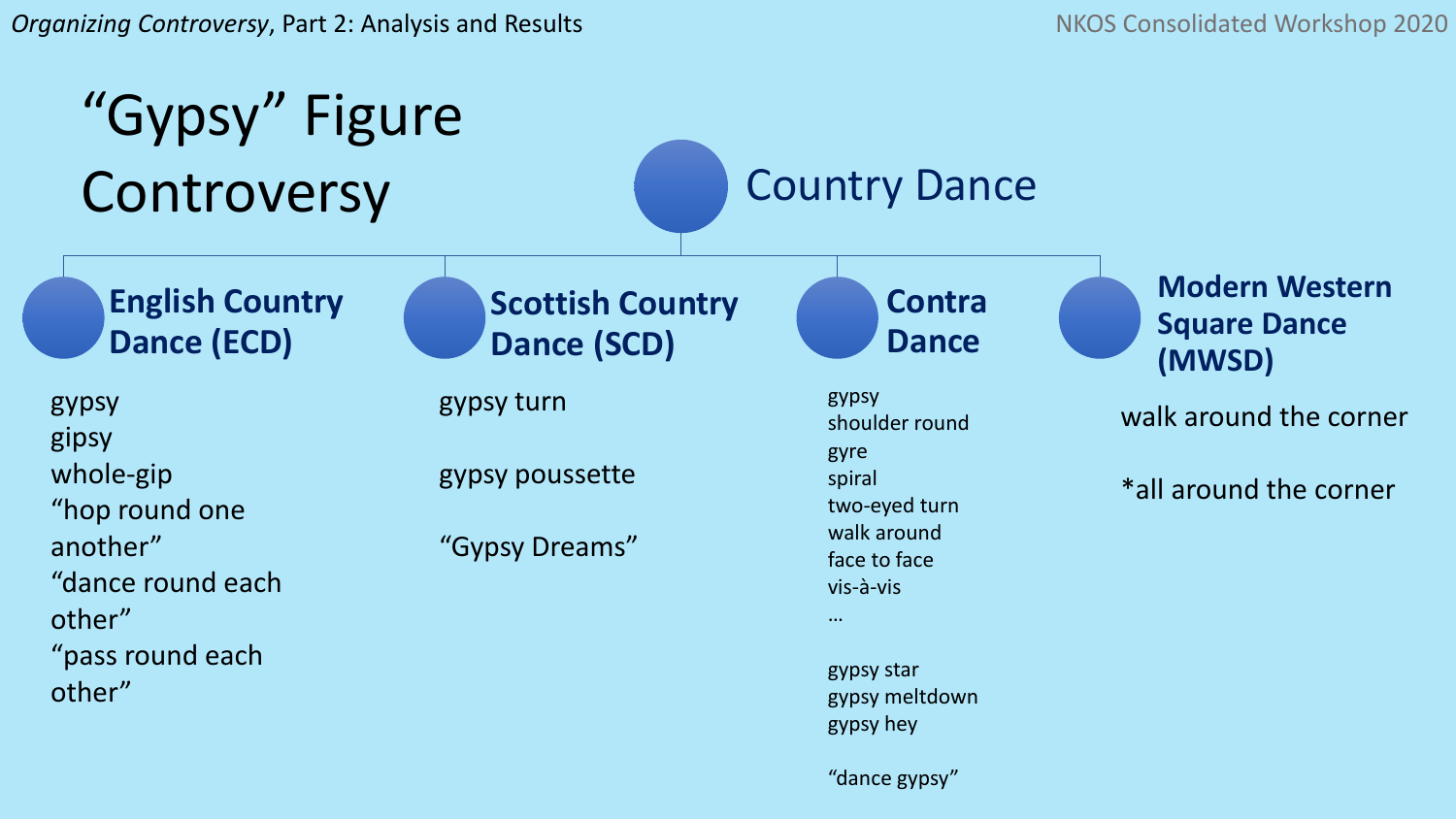# “Gypsy” Figure Controversy

## Country Dance

### English Country Dance (ECD)

- gypsy
- gipsy
- whole-gip
- “hop round one another”
- “dance round each other”
- “pass round each other”

### Scottish Country Dance (SCD)

- gypsy turn
- gypsy poussette
- “Gypsy Dreams”

### Contra Dance

- gypsy
- shoulder round
- gyre
- spiral
- two-eyed turn
- walk around
- face to face
- vis-à-vis
- …

- gypsy star
- gypsy meltdown
- gypsy hey

- “dance gypsy”

### Modern Western Square Dance (MWSD)

- walk around the corner
- *all around the corner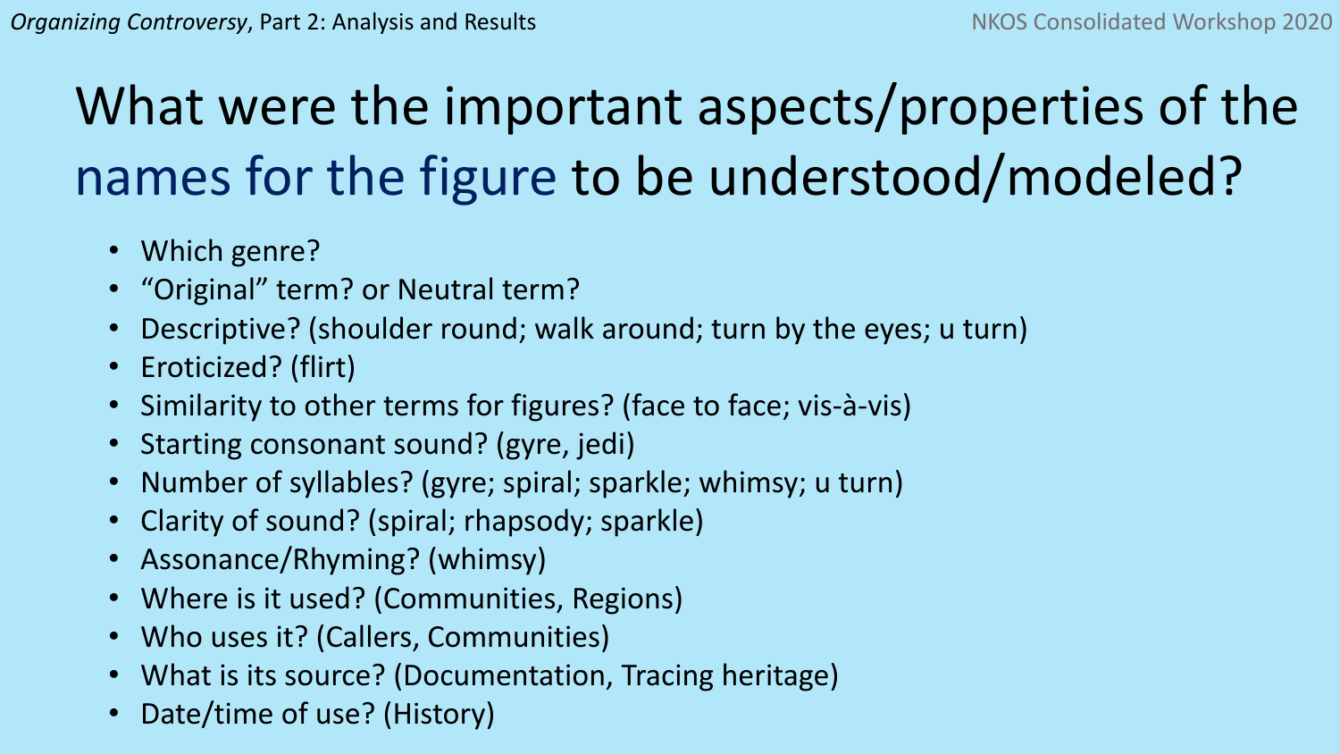# What were the important aspects/properties of the names for the figure to be understood/modeled?

- Which genre?
- "Original" term? or Neutral term?
- Descriptive? (shoulder round; walk around; turn by the eyes; u turn)
- Eroticized? (flirt)
- Similarity to other terms for figures? (face to face; vis-à-vis)
- Starting consonant sound? (gyre, jedi)
- Number of syllables? (gyre; spiral; sparkle; whimsy; u turn)
- Clarity of sound? (spiral; rhapsody; sparkle)
- Assonance/Rhyming? (whimsy)
- Where is it used? (Communities, Regions)
- Who uses it? (Callers, Communities)
- What is its source? (Documentation, Tracing heritage)
- Date/time of use? (History)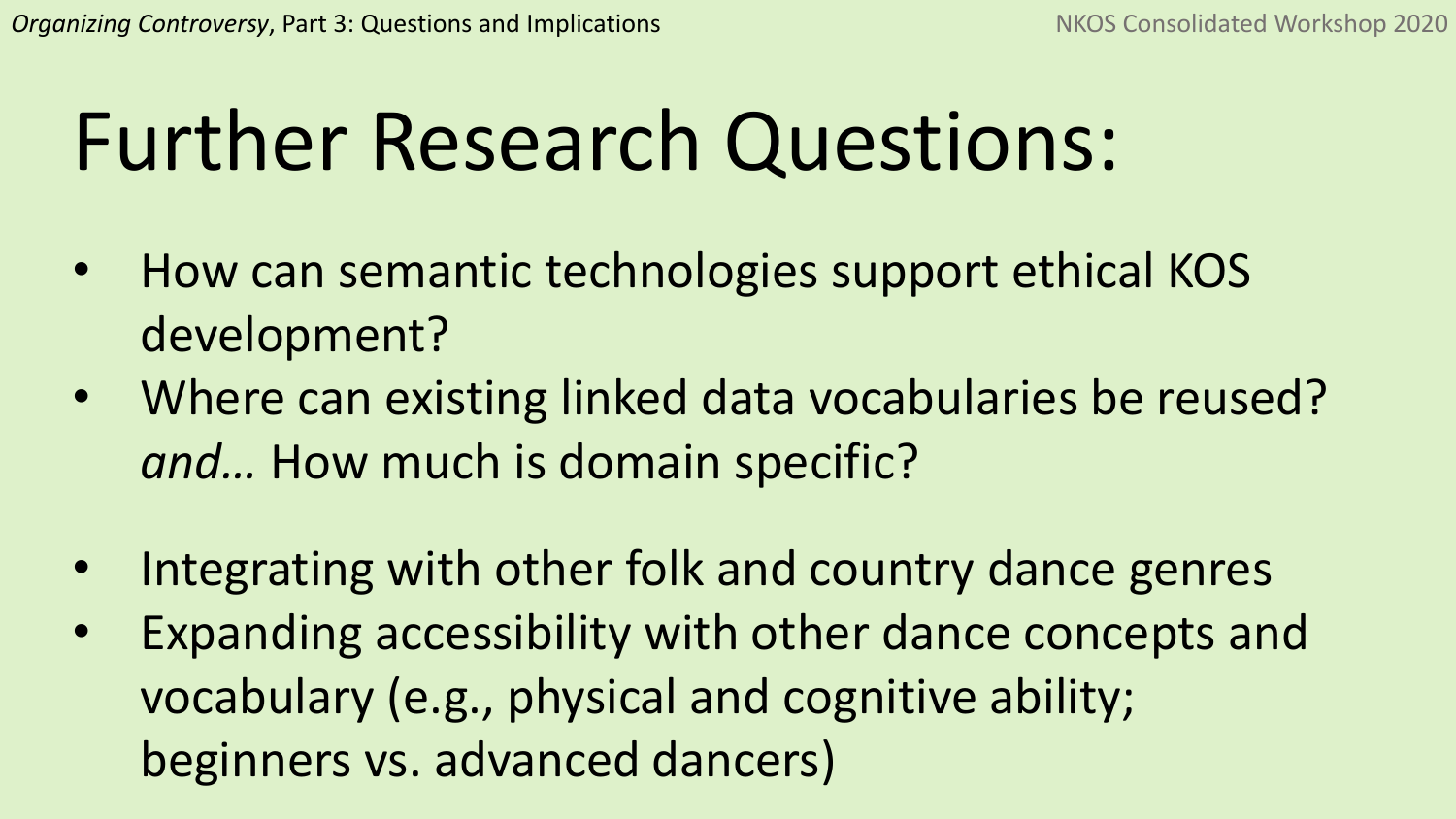# Further Research Questions:

- How can semantic technologies support ethical KOS development?
- Where can existing linked data vocabularies be reused? *and…* How much is domain specific?

- Integrating with other folk and country dance genres
- Expanding accessibility with other dance concepts and vocabulary (e.g., physical and cognitive ability; beginners vs. advanced dancers)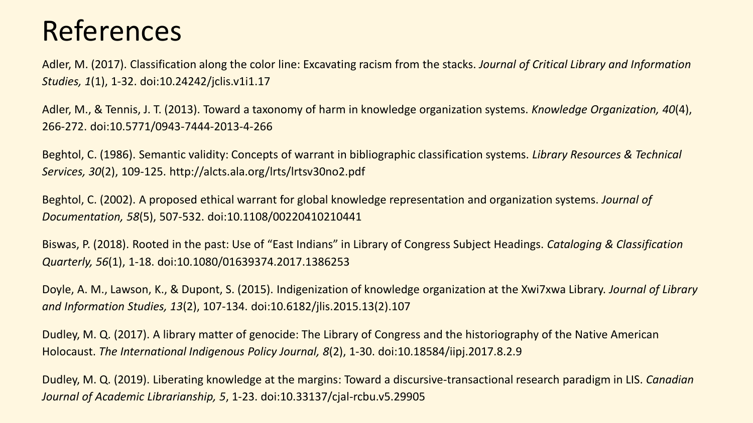# References

Adler, M. (2017). Classification along the color line: Excavating racism from the stacks. *Journal of Critical Library and Information Studies, 1*(1), 1-32. doi:10.24242/jclis.v1i1.17

Adler, M., & Tennis, J. T. (2013). Toward a taxonomy of harm in knowledge organization systems. *Knowledge Organization, 40*(4), 266-272. doi:10.5771/0943-7444-2013-4-266

Beghtol, C. (1986). Semantic validity: Concepts of warrant in bibliographic classification systems. *Library Resources & Technical Services, 30*(2), 109-125. http://alcts.ala.org/lrts/lrtsv30no2.pdf

Beghtol, C. (2002). A proposed ethical warrant for global knowledge representation and organization systems. *Journal of Documentation, 58*(5), 507-532. doi:10.1108/00220410210441

Biswas, P. (2018). Rooted in the past: Use of "East Indians" in Library of Congress Subject Headings. *Cataloging & Classification Quarterly, 56*(1), 1-18. doi:10.1080/01639374.2017.1386253

Doyle, A. M., Lawson, K., & Dupont, S. (2015). Indigenization of knowledge organization at the Xwi7xwa Library. *Journal of Library and Information Studies, 13*(2), 107-134. doi:10.6182/jlis.2015.13(2).107

Dudley, M. Q. (2017). A library matter of genocide: The Library of Congress and the historiography of the Native American Holocaust. *The International Indigenous Policy Journal, 8*(2), 1-30. doi:10.18584/iipj.2017.8.2.9

Dudley, M. Q. (2019). Liberating knowledge at the margins: Toward a discursive-transactional research paradigm in LIS. *Canadian Journal of Academic Librarianship, 5*, 1-23. doi:10.33137/cjal-rcbu.v5.29905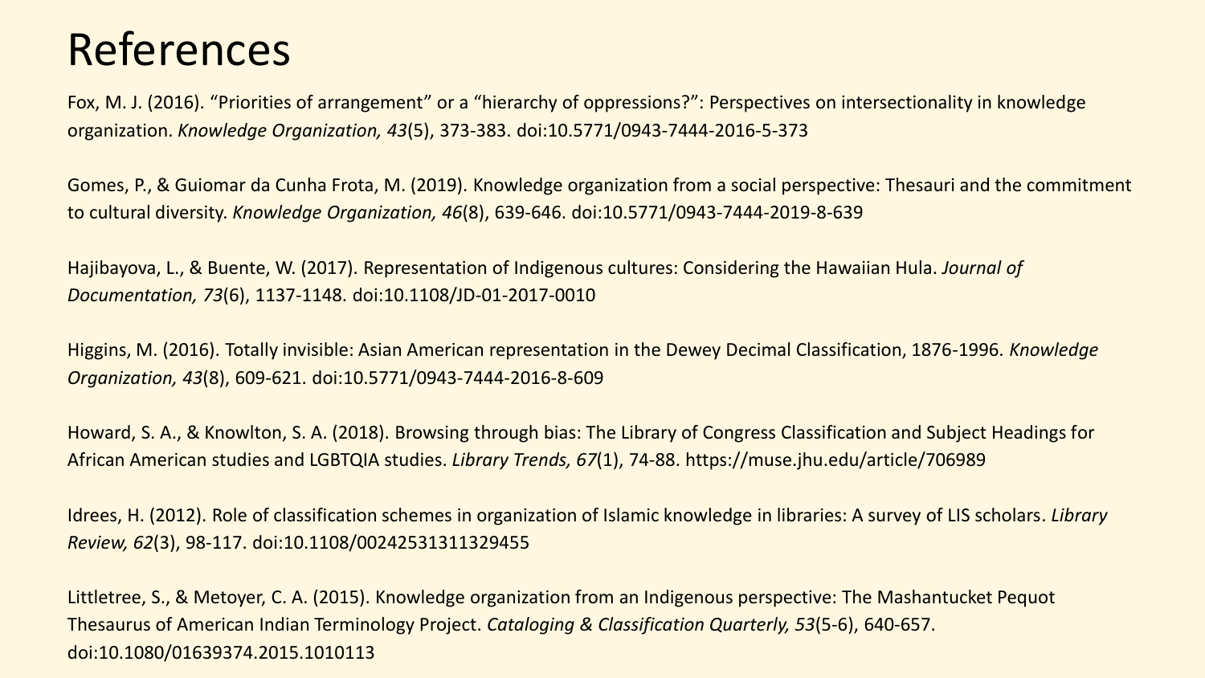# References

Fox, M. J. (2016). “Priorities of arrangement” or a “hierarchy of oppressions?”: Perspectives on intersectionality in knowledge organization. *Knowledge Organization, 43*(5), 373-383. doi:10.5771/0943-7444-2016-5-373

Gomes, P., & Guiomar da Cunha Frota, M. (2019). Knowledge organization from a social perspective: Thesauri and the commitment to cultural diversity. *Knowledge Organization, 46*(8), 639-646. doi:10.5771/0943-7444-2019-8-639

Hajibayova, L., & Buente, W. (2017). Representation of Indigenous cultures: Considering the Hawaiian Hula. *Journal of Documentation, 73*(6), 1137-1148. doi:10.1108/JD-01-2017-0010

Higgins, M. (2016). Totally invisible: Asian American representation in the Dewey Decimal Classification, 1876-1996. *Knowledge Organization, 43*(8), 609-621. doi:10.5771/0943-7444-2016-8-609

Howard, S. A., & Knowlton, S. A. (2018). Browsing through bias: The Library of Congress Classification and Subject Headings for African American studies and LGBTQIA studies. *Library Trends, 67*(1), 74-88. https://muse.jhu.edu/article/706989

Idrees, H. (2012). Role of classification schemes in organization of Islamic knowledge in libraries: A survey of LIS scholars. *Library Review, 62*(3), 98-117. doi:10.1108/00242531311329455

Littletree, S., & Metoyer, C. A. (2015). Knowledge organization from an Indigenous perspective: The Mashantucket Pequot Thesaurus of American Indian Terminology Project. *Cataloging & Classification Quarterly, 53*(5-6), 640-657. doi:10.1080/01639374.2015.1010113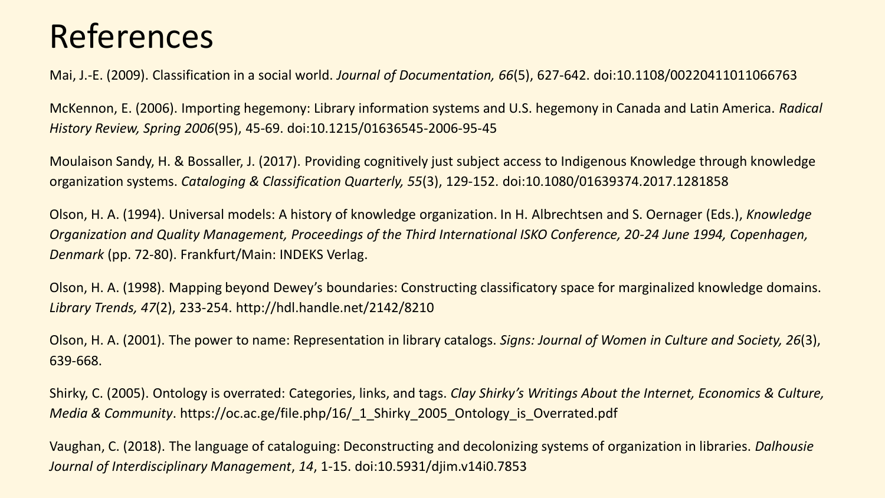# References

Mai, J.-E. (2009). Classification in a social world. *Journal of Documentation, 66*(5), 627-642. doi:10.1108/00220411011066763

McKennon, E. (2006). Importing hegemony: Library information systems and U.S. hegemony in Canada and Latin America. *Radical History Review, Spring 2006*(95), 45-69. doi:10.1215/01636545-2006-95-45

Moulaison Sandy, H. & Bossaller, J. (2017). Providing cognitively just subject access to Indigenous Knowledge through knowledge organization systems. *Cataloging & Classification Quarterly, 55*(3), 129-152. doi:10.1080/01639374.2017.1281858

Olson, H. A. (1994). Universal models: A history of knowledge organization. In H. Albrechtsen and S. Oernager (Eds.), *Knowledge Organization and Quality Management, Proceedings of the Third International ISKO Conference, 20-24 June 1994, Copenhagen, Denmark* (pp. 72-80). Frankfurt/Main: INDEKS Verlag.

Olson, H. A. (1998). Mapping beyond Dewey's boundaries: Constructing classificatory space for marginalized knowledge domains. *Library Trends, 47*(2), 233-254. http://hdl.handle.net/2142/8210

Olson, H. A. (2001). The power to name: Representation in library catalogs. *Signs: Journal of Women in Culture and Society, 26*(3), 639-668.

Shirky, C. (2005). Ontology is overrated: Categories, links, and tags. *Clay Shirky's Writings About the Internet, Economics & Culture, Media & Community*. https://oc.ac.ge/file.php/16/_1_Shirky_2005_Ontology_is_Overrated.pdf

Vaughan, C. (2018). The language of cataloguing: Deconstructing and decolonizing systems of organization in libraries. *Dalhousie Journal of Interdisciplinary Management*, *14*, 1-15. doi:10.5931/djim.v14i0.7853